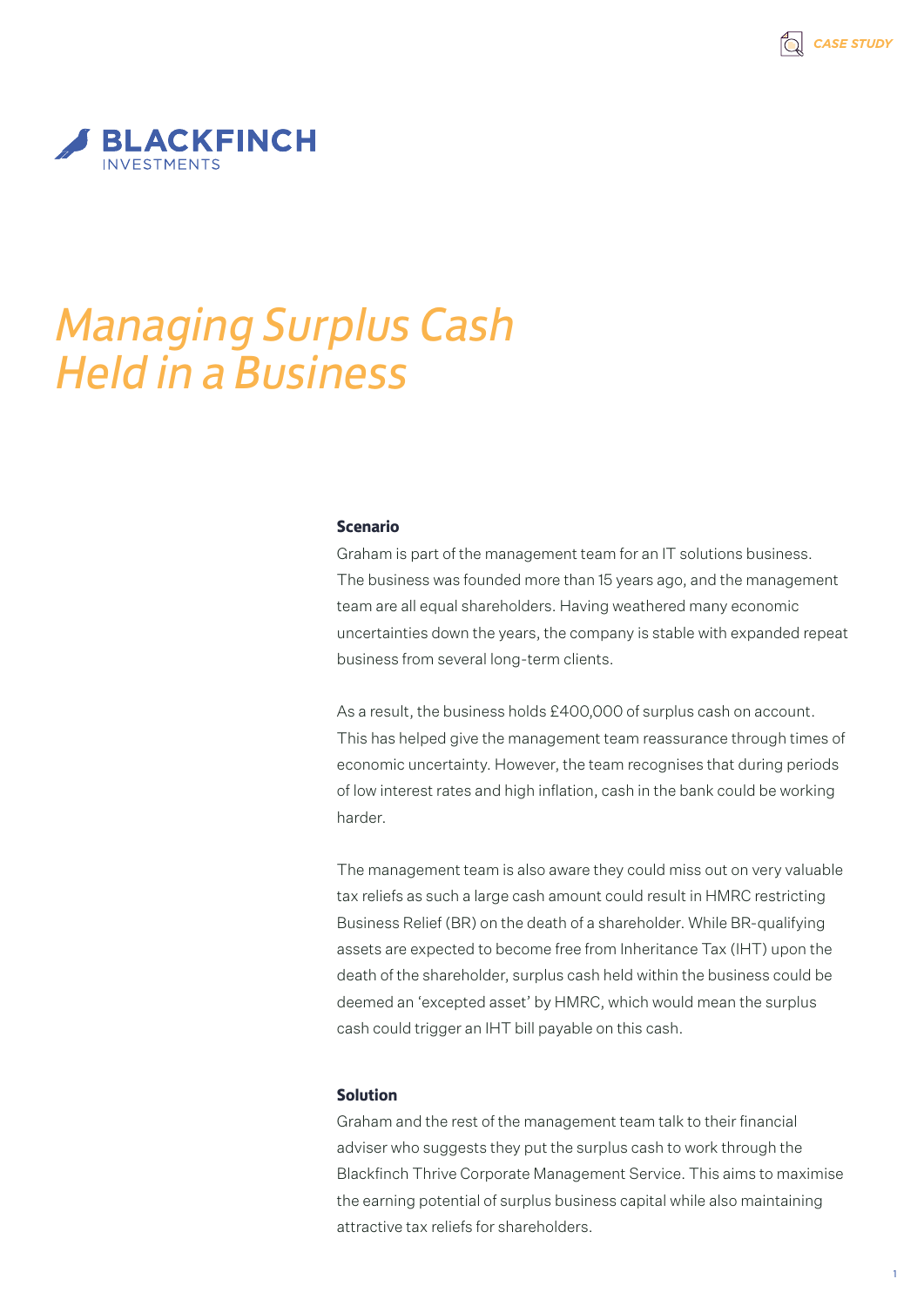BLACKFINCH
INVESTMENTS

CASE STUDY

# *Managing Surplus Cash Held in a Business*

**Scenario**

Graham is part of the management team for an IT solutions business. The business was founded more than 15 years ago, and the management team are all equal shareholders. Having weathered many economic uncertainties down the years, the company is stable with expanded repeat business from several long-term clients.

As a result, the business holds £400,000 of surplus cash on account. This has helped give the management team reassurance through times of economic uncertainty. However, the team recognises that during periods of low interest rates and high inflation, cash in the bank could be working harder.

The management team is also aware they could miss out on very valuable tax reliefs as such a large cash amount could result in HMRC restricting Business Relief (BR) on the death of a shareholder. While BR-qualifying assets are expected to become free from Inheritance Tax (IHT) upon the death of the shareholder, surplus cash held within the business could be deemed an 'excepted asset' by HMRC, which would mean the surplus cash could trigger an IHT bill payable on this cash.

**Solution**

Graham and the rest of the management team talk to their financial adviser who suggests they put the surplus cash to work through the Blackfinch Thrive Corporate Management Service. This aims to maximise the earning potential of surplus business capital while also maintaining attractive tax reliefs for shareholders.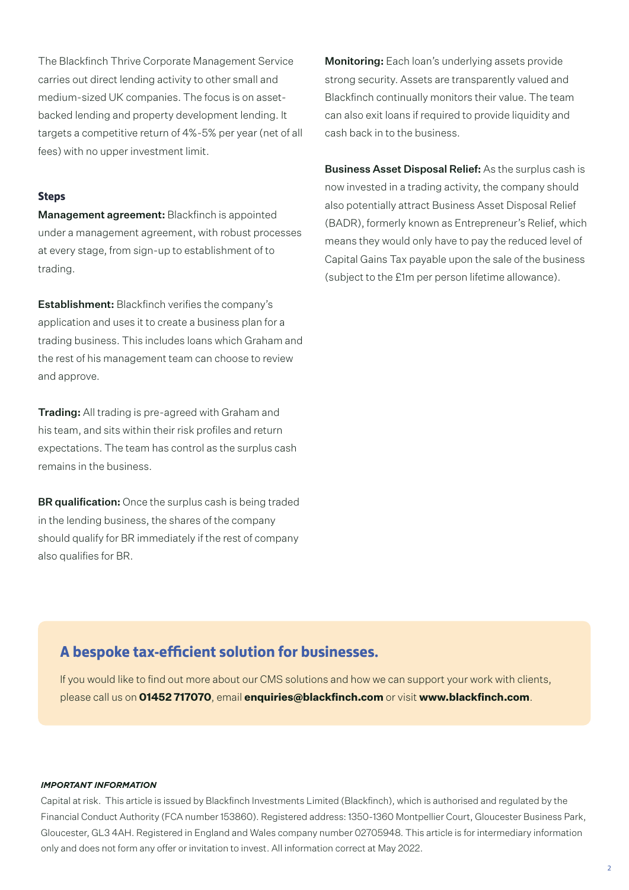The Blackfinch Thrive Corporate Management Service carries out direct lending activity to other small and medium-sized UK companies. The focus is on asset-backed lending and property development lending. It targets a competitive return of 4%-5% per year (net of all fees) with no upper investment limit.

### Steps

**Management agreement:** Blackfinch is appointed under a management agreement, with robust processes at every stage, from sign-up to establishment of to trading.

**Establishment:** Blackfinch verifies the company's application and uses it to create a business plan for a trading business. This includes loans which Graham and the rest of his management team can choose to review and approve.

**Trading:** All trading is pre-agreed with Graham and his team, and sits within their risk profiles and return expectations. The team has control as the surplus cash remains in the business.

**BR qualification:** Once the surplus cash is being traded in the lending business, the shares of the company should qualify for BR immediately if the rest of company also qualifies for BR.

**Monitoring:** Each loan's underlying assets provide strong security. Assets are transparently valued and Blackfinch continually monitors their value. The team can also exit loans if required to provide liquidity and cash back in to the business.

**Business Asset Disposal Relief:** As the surplus cash is now invested in a trading activity, the company should also potentially attract Business Asset Disposal Relief (BADR), formerly known as Entrepreneur's Relief, which means they would only have to pay the reduced level of Capital Gains Tax payable upon the sale of the business (subject to the £1m per person lifetime allowance).

## A bespoke tax-efficient solution for businesses.

If you would like to find out more about our CMS solutions and how we can support your work with clients, please call us on **01452 717070**, email **enquiries@blackfinch.com** or visit **www.blackfinch.com**.

***IMPORTANT INFORMATION***

Capital at risk. This article is issued by Blackfinch Investments Limited (Blackfinch), which is authorised and regulated by the Financial Conduct Authority (FCA number 153860). Registered address: 1350-1360 Montpellier Court, Gloucester Business Park, Gloucester, GL3 4AH. Registered in England and Wales company number 02705948. This article is for intermediary information only and does not form any offer or invitation to invest. All information correct at May 2022.